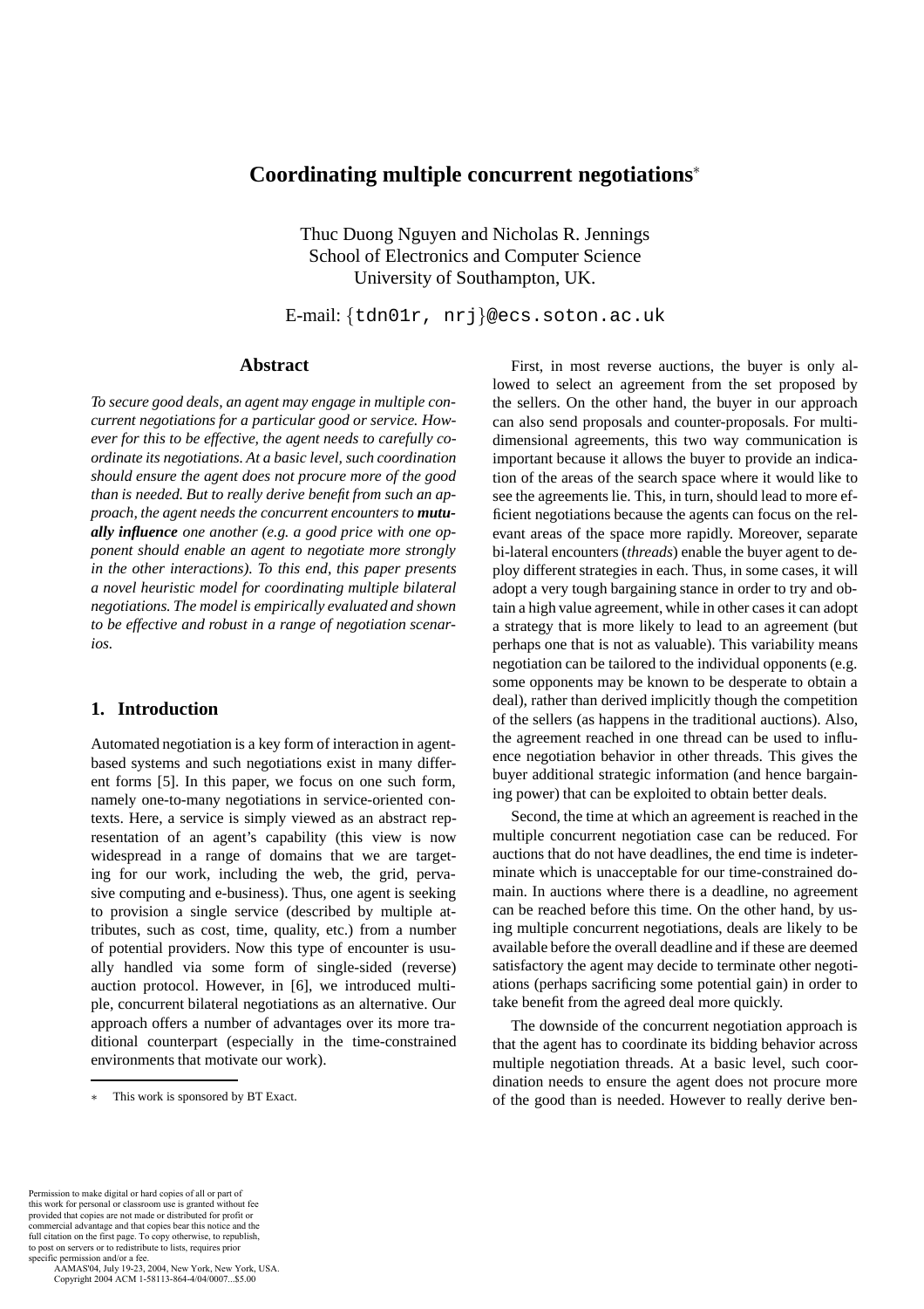# Coordinating multiple concurrent negotiations*

Thuc Duong Nguyen and Nicholas R. Jennings
School of Electronics and Computer Science
University of Southampton, UK.

E-mail: {tdn01r, nrj}@ecs.soton.ac.uk

## Abstract

*To secure good deals, an agent may engage in multiple concurrent negotiations for a particular good or service. However for this to be effective, the agent needs to carefully coordinate its negotiations. At a basic level, such coordination should ensure the agent does not procure more of the good than is needed. But to really derive benefit from such an approach, the agent needs the concurrent encounters to* ***mutually influence*** *one another (e.g. a good price with one opponent should enable an agent to negotiate more strongly in the other interactions). To this end, this paper presents a novel heuristic model for coordinating multiple bilateral negotiations. The model is empirically evaluated and shown to be effective and robust in a range of negotiation scenarios.*

## 1. Introduction

Automated negotiation is a key form of interaction in agent-based systems and such negotiations exist in many different forms [5]. In this paper, we focus on one such form, namely one-to-many negotiations in service-oriented contexts. Here, a service is simply viewed as an abstract representation of an agent's capability (this view is now widespread in a range of domains that we are targeting for our work, including the web, the grid, pervasive computing and e-business). Thus, one agent is seeking to provision a single service (described by multiple attributes, such as cost, time, quality, etc.) from a number of potential providers. Now this type of encounter is usually handled via some form of single-sided (reverse) auction protocol. However, in [6], we introduced multiple, concurrent bilateral negotiations as an alternative. Our approach offers a number of advantages over its more traditional counterpart (especially in the time-constrained environments that motivate our work).

First, in most reverse auctions, the buyer is only allowed to select an agreement from the set proposed by the sellers. On the other hand, the buyer in our approach can also send proposals and counter-proposals. For multi-dimensional agreements, this two way communication is important because it allows the buyer to provide an indication of the areas of the search space where it would like to see the agreements lie. This, in turn, should lead to more efficient negotiations because the agents can focus on the relevant areas of the space more rapidly. Moreover, separate bi-lateral encounters (*threads*) enable the buyer agent to deploy different strategies in each. Thus, in some cases, it will adopt a very tough bargaining stance in order to try and obtain a high value agreement, while in other cases it can adopt a strategy that is more likely to lead to an agreement (but perhaps one that is not as valuable). This variability means negotiation can be tailored to the individual opponents (e.g. some opponents may be known to be desperate to obtain a deal), rather than derived implicitly though the competition of the sellers (as happens in the traditional auctions). Also, the agreement reached in one thread can be used to influence negotiation behavior in other threads. This gives the buyer additional strategic information (and hence bargaining power) that can be exploited to obtain better deals.

Second, the time at which an agreement is reached in the multiple concurrent negotiation case can be reduced. For auctions that do not have deadlines, the end time is indeterminate which is unacceptable for our time-constrained domain. In auctions where there is a deadline, no agreement can be reached before this time. On the other hand, by using multiple concurrent negotiations, deals are likely to be available before the overall deadline and if these are deemed satisfactory the agent may decide to terminate other negotiations (perhaps sacrificing some potential gain) in order to take benefit from the agreed deal more quickly.

The downside of the concurrent negotiation approach is that the agent has to coordinate its bidding behavior across multiple negotiation threads. At a basic level, such coordination needs to ensure the agent does not procure more of the good than is needed. However to really derive ben-

* This work is sponsored by BT Exact.

Permission to make digital or hard copies of all or part of this work for personal or classroom use is granted without fee provided that copies are not made or distributed for profit or commercial advantage and that copies bear this notice and the full citation on the first page. To copy otherwise, to republish, to post on servers or to redistribute to lists, requires prior specific permission and/or a fee.
AAMAS'04, July 19-23, 2004, New York, New York, USA.
Copyright 2004 ACM 1-58113-864-4/04/0007...$5.00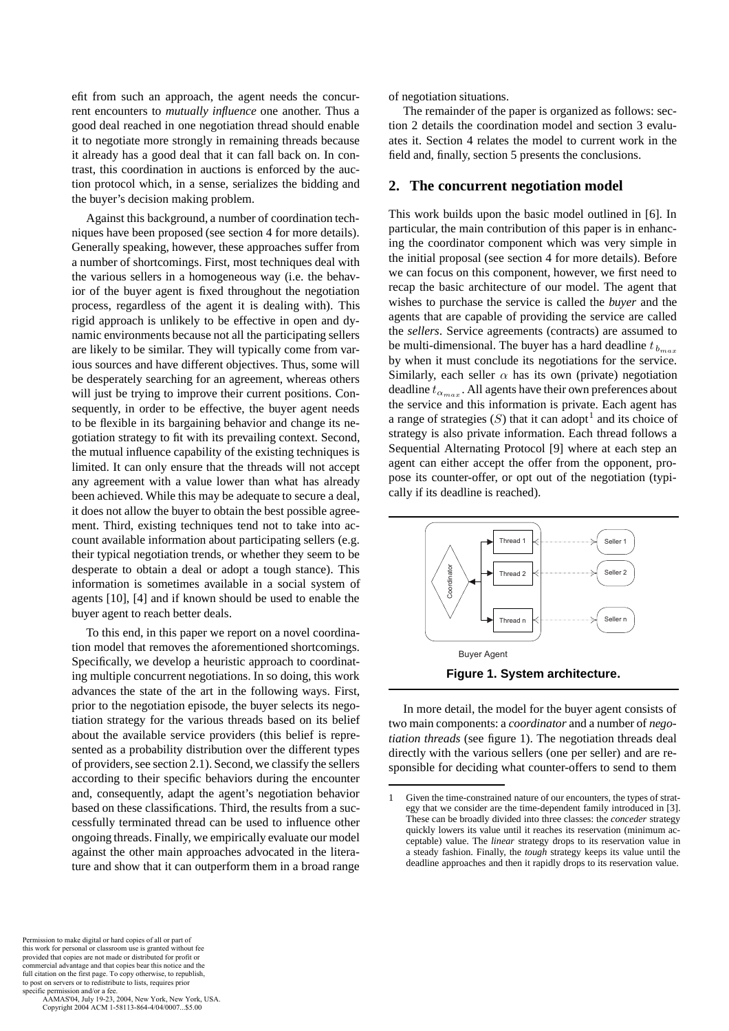efit from such an approach, the agent needs the concurrent encounters to *mutually influence* one another. Thus a good deal reached in one negotiation thread should enable it to negotiate more strongly in remaining threads because it already has a good deal that it can fall back on. In contrast, this coordination in auctions is enforced by the auction protocol which, in a sense, serializes the bidding and the buyer's decision making problem.

Against this background, a number of coordination techniques have been proposed (see section 4 for more details). Generally speaking, however, these approaches suffer from a number of shortcomings. First, most techniques deal with the various sellers in a homogeneous way (i.e. the behavior of the buyer agent is fixed throughout the negotiation process, regardless of the agent it is dealing with). This rigid approach is unlikely to be effective in open and dynamic environments because not all the participating sellers are likely to be similar. They will typically come from various sources and have different objectives. Thus, some will be desperately searching for an agreement, whereas others will just be trying to improve their current positions. Consequently, in order to be effective, the buyer agent needs to be flexible in its bargaining behavior and change its negotiation strategy to fit with its prevailing context. Second, the mutual influence capability of the existing techniques is limited. It can only ensure that the threads will not accept any agreement with a value lower than what has already been achieved. While this may be adequate to secure a deal, it does not allow the buyer to obtain the best possible agreement. Third, existing techniques tend not to take into account available information about participating sellers (e.g. their typical negotiation trends, or whether they seem to be desperate to obtain a deal or adopt a tough stance). This information is sometimes available in a social system of agents [10], [4] and if known should be used to enable the buyer agent to reach better deals.

To this end, in this paper we report on a novel coordination model that removes the aforementioned shortcomings. Specifically, we develop a heuristic approach to coordinating multiple concurrent negotiations. In so doing, this work advances the state of the art in the following ways. First, prior to the negotiation episode, the buyer selects its negotiation strategy for the various threads based on its belief about the available service providers (this belief is represented as a probability distribution over the different types of providers, see section 2.1). Second, we classify the sellers according to their specific behaviors during the encounter and, consequently, adapt the agent's negotiation behavior based on these classifications. Third, the results from a successfully terminated thread can be used to influence other ongoing threads. Finally, we empirically evaluate our model against the other main approaches advocated in the literature and show that it can outperform them in a broad range of negotiation situations.

The remainder of the paper is organized as follows: section 2 details the coordination model and section 3 evaluates it. Section 4 relates the model to current work in the field and, finally, section 5 presents the conclusions.

## 2. The concurrent negotiation model

This work builds upon the basic model outlined in [6]. In particular, the main contribution of this paper is in enhancing the coordinator component which was very simple in the initial proposal (see section 4 for more details). Before we can focus on this component, however, we first need to recap the basic architecture of our model. The agent that wishes to purchase the service is called the *buyer* and the agents that are capable of providing the service are called the *sellers*. Service agreements (contracts) are assumed to be multi-dimensional. The buyer has a hard deadline $t_{b_{max}}$ by when it must conclude its negotiations for the service. Similarly, each seller $\alpha$ has its own (private) negotiation deadline $t_{\alpha_{max}}$. All agents have their own preferences about the service and this information is private. Each agent has a range of strategies ($S$) that it can adopt[1] and its choice of strategy is also private information. Each thread follows a Sequential Alternating Protocol [9] where at each step an agent can either accept the offer from the opponent, propose its counter-offer, or opt out of the negotiation (typically if its deadline is reached).

**Figure 1. System architecture.**

In more detail, the model for the buyer agent consists of two main components: a *coordinator* and a number of *negotiation threads* (see figure 1). The negotiation threads deal directly with the various sellers (one per seller) and are responsible for deciding what counter-offers to send to them

[1] Given the time-constrained nature of our encounters, the types of strategy that we consider are the time-dependent family introduced in [3]. These can be broadly divided into three classes: the *conceder* strategy quickly lowers its value until it reaches its reservation (minimum acceptable) value. The *linear* strategy drops to its reservation value in a steady fashion. Finally, the *tough* strategy keeps its value until the deadline approaches and then it rapidly drops to its reservation value.

Permission to make digital or hard copies of all or part of this work for personal or classroom use is granted without fee provided that copies are not made or distributed for profit or commercial advantage and that copies bear this notice and the full citation on the first page. To copy otherwise, to republish, to post on servers or to redistribute to lists, requires prior specific permission and/or a fee.
AAMAS'04, July 19-23, 2004, New York, New York, USA.
Copyright 2004 ACM 1-58113-864-4/04/0007...$5.00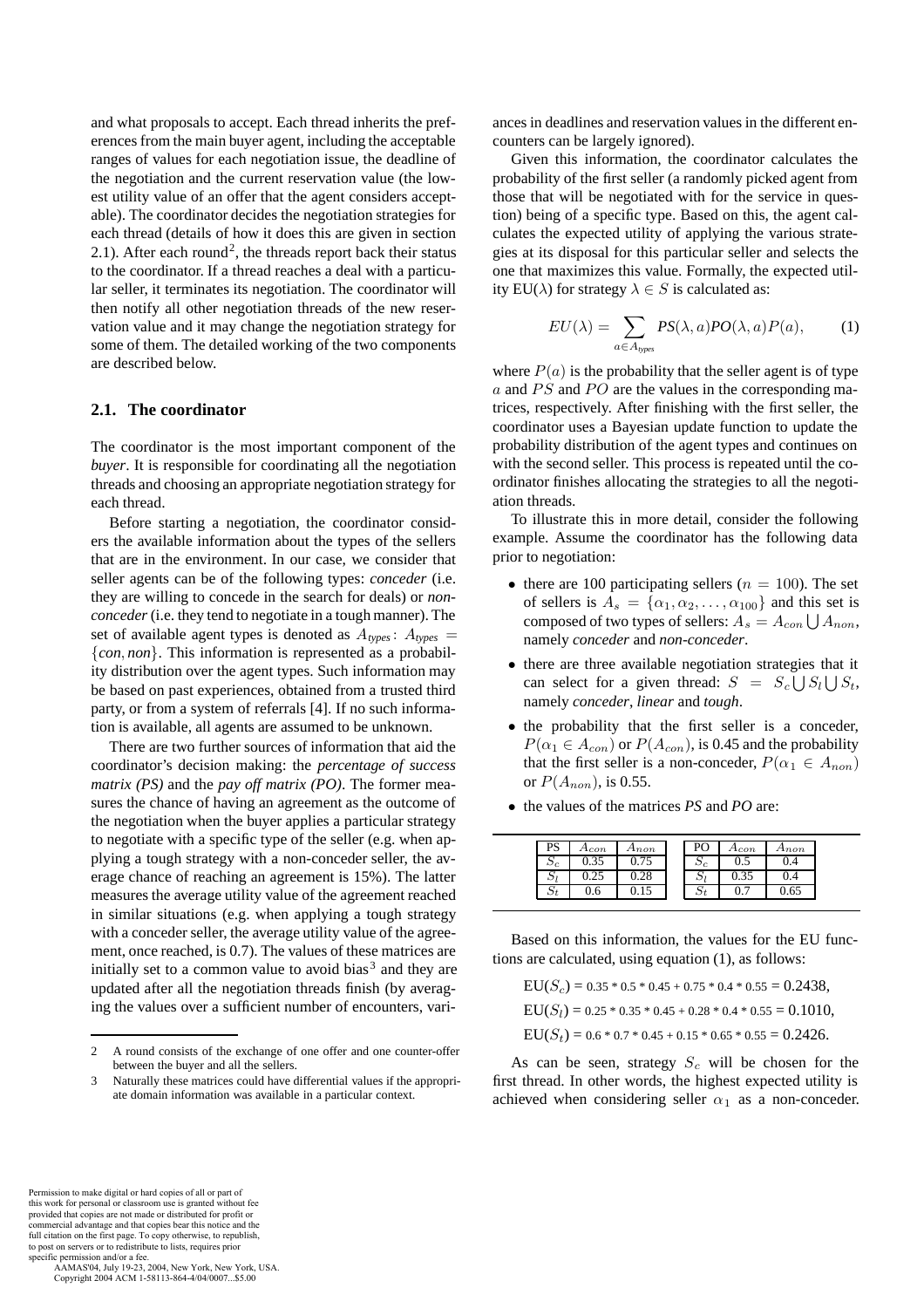and what proposals to accept. Each thread inherits the preferences from the main buyer agent, including the acceptable ranges of values for each negotiation issue, the deadline of the negotiation and the current reservation value (the lowest utility value of an offer that the agent considers acceptable). The coordinator decides the negotiation strategies for each thread (details of how it does this are given in section 2.1). After each round[2], the threads report back their status to the coordinator. If a thread reaches a deal with a particular seller, it terminates its negotiation. The coordinator will then notify all other negotiation threads of the new reservation value and it may change the negotiation strategy for some of them. The detailed working of the two components are described below.

## 2.1. The coordinator

The coordinator is the most important component of the *buyer*. It is responsible for coordinating all the negotiation threads and choosing an appropriate negotiation strategy for each thread.

Before starting a negotiation, the coordinator considers the available information about the types of the sellers that are in the environment. In our case, we consider that seller agents can be of the following types: *conceder* (i.e. they are willing to concede in the search for deals) or *non-conceder* (i.e. they tend to negotiate in a tough manner). The set of available agent types is denoted as $A_{types}$: $A_{types} = \{con, non\}$. This information is represented as a probability distribution over the agent types. Such information may be based on past experiences, obtained from a trusted third party, or from a system of referrals [4]. If no such information is available, all agents are assumed to be unknown.

There are two further sources of information that aid the coordinator's decision making: the *percentage of success matrix (PS)* and the *pay off matrix (PO)*. The former measures the chance of having an agreement as the outcome of the negotiation when the buyer applies a particular strategy to negotiate with a specific type of the seller (e.g. when applying a tough strategy with a non-conceder seller, the average chance of reaching an agreement is 15%). The latter measures the average utility value of the agreement reached in similar situations (e.g. when applying a tough strategy with a conceder seller, the average utility value of the agreement, once reached, is 0.7). The values of these matrices are initially set to a common value to avoid bias[3] and they are updated after all the negotiation threads finish (by averaging the values over a sufficient number of encounters, variances in deadlines and reservation values in the different encounters can be largely ignored).

Given this information, the coordinator calculates the probability of the first seller (a randomly picked agent from those that will be negotiated with for the service in question) being of a specific type. Based on this, the agent calculates the expected utility of applying the various strategies at its disposal for this particular seller and selects the one that maximizes this value. Formally, the expected utility EU($\lambda$) for strategy $\lambda \in S$ is calculated as:

$$EU(\lambda) = \sum_{a \in A_{types}} PS(\lambda, a) PO(\lambda, a) P(a), \tag{1}$$

where $P(a)$ is the probability that the seller agent is of type $a$ and $PS$ and $PO$ are the values in the corresponding matrices, respectively. After finishing with the first seller, the coordinator uses a Bayesian update function to update the probability distribution of the agent types and continues on with the second seller. This process is repeated until the coordinator finishes allocating the strategies to all the negotiation threads.

To illustrate this in more detail, consider the following example. Assume the coordinator has the following data prior to negotiation:

- there are 100 participating sellers ($n = 100$). The set of sellers is $A_s = \{\alpha_1, \alpha_2, \ldots, \alpha_{100}\}$ and this set is composed of two types of sellers: $A_s = A_{con} \bigcup A_{non}$, namely *conceder* and *non-conceder*.
- there are three available negotiation strategies that it can select for a given thread: $S = S_c \bigcup S_l \bigcup S_t$, namely *conceder*, *linear* and *tough*.
- the probability that the first seller is a conceder, $P(\alpha_1 \in A_{con})$ or $P(A_{con})$, is 0.45 and the probability that the first seller is a non-conceder, $P(\alpha_1 \in A_{non})$ or $P(A_{non})$, is 0.55.
- the values of the matrices *PS* and *PO* are:

| PS | $A_{con}$ | $A_{non}$ |
|---|---|---|
| $S_c$ | 0.35 | 0.75 |
| $S_l$ | 0.25 | 0.28 |
| $S_t$ | 0.6 | 0.15 |

| PO | $A_{con}$ | $A_{non}$ |
|---|---|---|
| $S_c$ | 0.5 | 0.4 |
| $S_l$ | 0.35 | 0.4 |
| $S_t$ | 0.7 | 0.65 |

Based on this information, the values for the EU functions are calculated, using equation (1), as follows:

EU($S_c$) = 0.35 * 0.5 * 0.45 + 0.75 * 0.4 * 0.55 = 0.2438,

EU($S_l$) = 0.25 * 0.35 * 0.45 + 0.28 * 0.4 * 0.55 = 0.1010,

EU($S_t$) = 0.6 * 0.7 * 0.45 + 0.15 * 0.65 * 0.55 = 0.2426.

As can be seen, strategy $S_c$ will be chosen for the first thread. In other words, the highest expected utility is achieved when considering seller $\alpha_1$ as a non-conceder.

---

[2] A round consists of the exchange of one offer and one counter-offer between the buyer and all the sellers.

[3] Naturally these matrices could have differential values if the appropriate domain information was available in a particular context.

Permission to make digital or hard copies of all or part of this work for personal or classroom use is granted without fee provided that copies are not made or distributed for profit or commercial advantage and that copies bear this notice and the full citation on the first page. To copy otherwise, to republish, to post on servers or to redistribute to lists, requires prior specific permission and/or a fee.
AAMAS'04, July 19-23, 2004, New York, New York, USA.
Copyright 2004 ACM 1-58113-864-4/04/0007...$5.00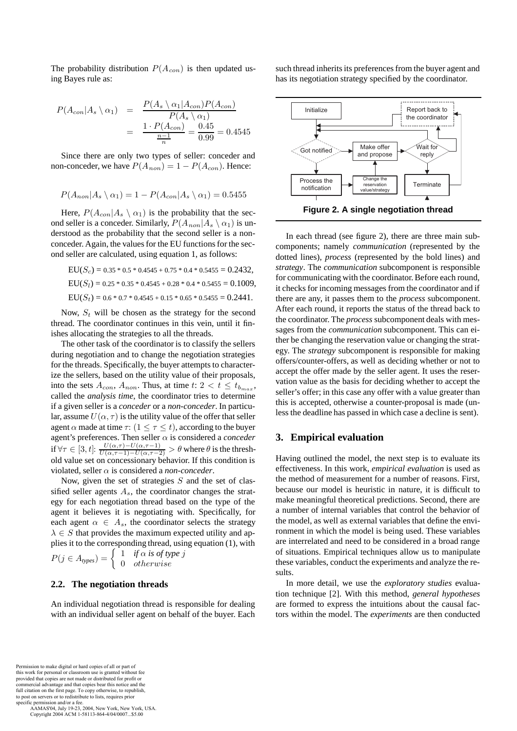The probability distribution $P(A_{con})$ is then updated using Bayes rule as:

$$P(A_{con}|A_s \setminus \alpha_1) = \frac{P(A_s \setminus \alpha_1|A_{con})P(A_{con})}{P(A_s \setminus \alpha_1)} = \frac{1 \cdot P(A_{con})}{\frac{n-1}{n}} = \frac{0.45}{0.99} = 0.4545$$

Since there are only two types of seller: conceder and non-conceder, we have $P(A_{non}) = 1 - P(A_{con})$. Hence:

$$P(A_{non}|A_s \setminus \alpha_1) = 1 - P(A_{con}|A_s \setminus \alpha_1) = 0.5455$$

Here, $P(A_{con}|A_s \setminus \alpha_1)$ is the probability that the second seller is a conceder. Similarly, $P(A_{non}|A_s \setminus \alpha_1)$ is understood as the probability that the second seller is a non-conceder. Again, the values for the EU functions for the second seller are calculated, using equation 1, as follows:

EU($S_c$) = 0.35 * 0.5 * 0.4545 + 0.75 * 0.4 * 0.5455 = 0.2432,

EU($S_l$) = 0.25 * 0.35 * 0.4545 + 0.28 * 0.4 * 0.5455 = 0.1009,

EU($S_t$) = 0.6 * 0.7 * 0.4545 + 0.15 * 0.65 * 0.5455 = 0.2441.

Now, $S_t$ will be chosen as the strategy for the second thread. The coordinator continues in this vein, until it finishes allocating the strategies to all the threads.

The other task of the coordinator is to classify the sellers during negotiation and to change the negotiation strategies for the threads. Specifically, the buyer attempts to characterize the sellers, based on the utility value of their proposals, into the sets $A_{con}$, $A_{non}$. Thus, at time $t$: $2 < t \leq t_{b_{max}}$, called the *analysis time*, the coordinator tries to determine if a given seller is a *conceder* or a *non-conceder*. In particular, assume $U(\alpha, \tau)$ is the utility value of the offer that seller agent $\alpha$ made at time $\tau$: $(1 \leq \tau \leq t)$, according to the buyer agent's preferences. Then seller $\alpha$ is considered a *conceder* if $\forall \tau \in [3, t]$: $\frac{U(\alpha,\tau)-U(\alpha,\tau-1)}{U(\alpha,\tau-1)-U(\alpha,\tau-2)} > \theta$ where $\theta$ is the threshold value set on concessionary behavior. If this condition is violated, seller $\alpha$ is considered a *non-conceder*.

Now, given the set of strategies $S$ and the set of classified seller agents $A_s$, the coordinator changes the strategy for each negotiation thread based on the type of the agent it believes it is negotiating with. Specifically, for each agent $\alpha \in A_s$, the coordinator selects the strategy $\lambda \in S$ that provides the maximum expected utility and applies it to the corresponding thread, using equation (1), with $P(j \in A_{types}) = \begin{cases} 1 & \text{if } \alpha \text{ is of type } j \\ 0 & otherwise \end{cases}$

### 2.2. The negotiation threads

An individual negotiation thread is responsible for dealing with an individual seller agent on behalf of the buyer. Each such thread inherits its preferences from the buyer agent and has its negotiation strategy specified by the coordinator.

**Figure 2. A single negotiation thread**

In each thread (see figure 2), there are three main subcomponents; namely *communication* (represented by the dotted lines), *process* (represented by the bold lines) and *strategy*. The *communication* subcomponent is responsible for communicating with the coordinator. Before each round, it checks for incoming messages from the coordinator and if there are any, it passes them to the *process* subcomponent. After each round, it reports the status of the thread back to the coordinator. The *process* subcomponent deals with messages from the *communication* subcomponent. This can either be changing the reservation value or changing the strategy. The *strategy* subcomponent is responsible for making offers/counter-offers, as well as deciding whether or not to accept the offer made by the seller agent. It uses the reservation value as the basis for deciding whether to accept the seller's offer; in this case any offer with a value greater than this is accepted, otherwise a counter-proposal is made (unless the deadline has passed in which case a decline is sent).

## 3. Empirical evaluation

Having outlined the model, the next step is to evaluate its effectiveness. In this work, *empirical evaluation* is used as the method of measurement for a number of reasons. First, because our model is heuristic in nature, it is difficult to make meaningful theoretical predictions. Second, there are a number of internal variables that control the behavior of the model, as well as external variables that define the environment in which the model is being used. These variables are interrelated and need to be considered in a broad range of situations. Empirical techniques allow us to manipulate these variables, conduct the experiments and analyze the results.

In more detail, we use the *exploratory studies* evaluation technique [2]. With this method, *general hypotheses* are formed to express the intuitions about the causal factors within the model. The *experiments* are then conducted

Permission to make digital or hard copies of all or part of this work for personal or classroom use is granted without fee provided that copies are not made or distributed for profit or commercial advantage and that copies bear this notice and the full citation on the first page. To copy otherwise, to republish, to post on servers or to redistribute to lists, requires prior specific permission and/or a fee.
AAMAS'04, July 19-23, 2004, New York, New York, USA.
Copyright 2004 ACM 1-58113-864-4/04/0007...$5.00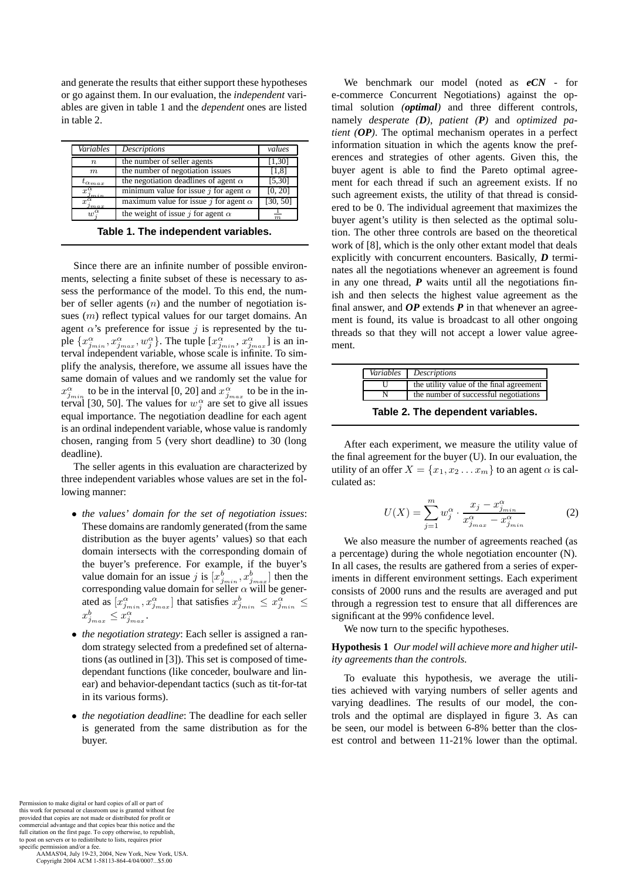and generate the results that either support these hypotheses or go against them. In our evaluation, the *independent* variables are given in table 1 and the *dependent* ones are listed in table 2.

| *Variables* | *Descriptions* | *values* |
|---|---|---|
| $n$ | the number of seller agents | [1,30] |
| $m$ | the number of negotiation issues | [1,8] |
| $t_{\alpha_{max}}$ | the negotiation deadlines of agent $\alpha$ | [5,30] |
| $x^{\alpha}_{j_{min}}$ | minimum value for issue $j$ for agent $\alpha$ | [0, 20] |
| $x^{\alpha}_{j_{max}}$ | maximum value for issue $j$ for agent $\alpha$ | [30, 50] |
| $w^{\alpha}_{j}$ | the weight of issue $j$ for agent $\alpha$ | $\frac{1}{m}$ |

**Table 1. The independent variables.**

Since there are an infinite number of possible environments, selecting a finite subset of these is necessary to assess the performance of the model. To this end, the number of seller agents ($n$) and the number of negotiation issues ($m$) reflect typical values for our target domains. An agent $\alpha$'s preference for issue $j$ is represented by the tuple $\{x^{\alpha}_{j_{min}}, x^{\alpha}_{j_{max}}, w^{\alpha}_{j}\}$. The tuple $[x^{\alpha}_{j_{min}}, x^{\alpha}_{j_{max}}]$ is an interval independent variable, whose scale is infinite. To simplify the analysis, therefore, we assume all issues have the same domain of values and we randomly set the value for $x^{\alpha}_{j_{min}}$ to be in the interval [0, 20] and $x^{\alpha}_{j_{max}}$ to be in the interval [30, 50]. The values for $w^{\alpha}_{j}$ are set to give all issues equal importance. The negotiation deadline for each agent is an ordinal independent variable, whose value is randomly chosen, ranging from 5 (very short deadline) to 30 (long deadline).

The seller agents in this evaluation are characterized by three independent variables whose values are set in the following manner:

- *the values' domain for the set of negotiation issues*: These domains are randomly generated (from the same distribution as the buyer agents' values) so that each domain intersects with the corresponding domain of the buyer's preference. For example, if the buyer's value domain for an issue $j$ is $[x^{b}_{j_{min}}, x^{b}_{j_{max}}]$ then the corresponding value domain for seller $\alpha$ will be generated as $[x^{\alpha}_{j_{min}}, x^{\alpha}_{j_{max}}]$ that satisfies $x^{b}_{j_{min}} \leq x^{\alpha}_{j_{min}} \leq x^{b}_{j_{max}} \leq x^{\alpha}_{j_{max}}$.
- *the negotiation strategy*: Each seller is assigned a random strategy selected from a predefined set of alternations (as outlined in [3]). This set is composed of time-dependant functions (like conceder, boulware and linear) and behavior-dependant tactics (such as tit-for-tat in its various forms).
- *the negotiation deadline*: The deadline for each seller is generated from the same distribution as for the buyer.

We benchmark our model (noted as ***eCN*** - for e-commerce Concurrent Negotiations) against the optimal solution *(**optimal**)* and three different controls, namely *desperate (**D**)*, *patient (**P**)* and *optimized patient (**OP**)*. The optimal mechanism operates in a perfect information situation in which the agents know the preferences and strategies of other agents. Given this, the buyer agent is able to find the Pareto optimal agreement for each thread if such an agreement exists. If no such agreement exists, the utility of that thread is considered to be 0. The individual agreement that maximizes the buyer agent's utility is then selected as the optimal solution. The other three controls are based on the theoretical work of [8], which is the only other extant model that deals explicitly with concurrent encounters. Basically, ***D*** terminates all the negotiations whenever an agreement is found in any one thread, ***P*** waits until all the negotiations finish and then selects the highest value agreement as the final answer, and ***OP*** extends ***P*** in that whenever an agreement is found, its value is broadcast to all other ongoing threads so that they will not accept a lower value agreement.

| *Variables* | *Descriptions* |
|---|---|
| U | the utility value of the final agreement |
| N | the number of successful negotiations |

**Table 2. The dependent variables.**

After each experiment, we measure the utility value of the final agreement for the buyer (U). In our evaluation, the utility of an offer $X = \{x_1, x_2 \ldots x_m\}$ to an agent $\alpha$ is calculated as:

$$U(X) = \sum_{j=1}^{m} w^{\alpha}_{j} \cdot \frac{x_j - x^{\alpha}_{j_{min}}}{x^{\alpha}_{j_{max}} - x^{\alpha}_{j_{min}}} \tag{2}$$

We also measure the number of agreements reached (as a percentage) during the whole negotiation encounter (N). In all cases, the results are gathered from a series of experiments in different environment settings. Each experiment consists of 2000 runs and the results are averaged and put through a regression test to ensure that all differences are significant at the 99% confidence level.

We now turn to the specific hypotheses.

**Hypothesis 1** *Our model will achieve more and higher utility agreements than the controls.*

To evaluate this hypothesis, we average the utilities achieved with varying numbers of seller agents and varying deadlines. The results of our model, the controls and the optimal are displayed in figure 3. As can be seen, our model is between 6-8% better than the closest control and between 11-21% lower than the optimal.

Permission to make digital or hard copies of all or part of this work for personal or classroom use is granted without fee provided that copies are not made or distributed for profit or commercial advantage and that copies bear this notice and the full citation on the first page. To copy otherwise, to republish, to post on servers or to redistribute to lists, requires prior specific permission and/or a fee.
AAMAS'04, July 19-23, 2004, New York, New York, USA.
Copyright 2004 ACM 1-58113-864-4/04/0007...$5.00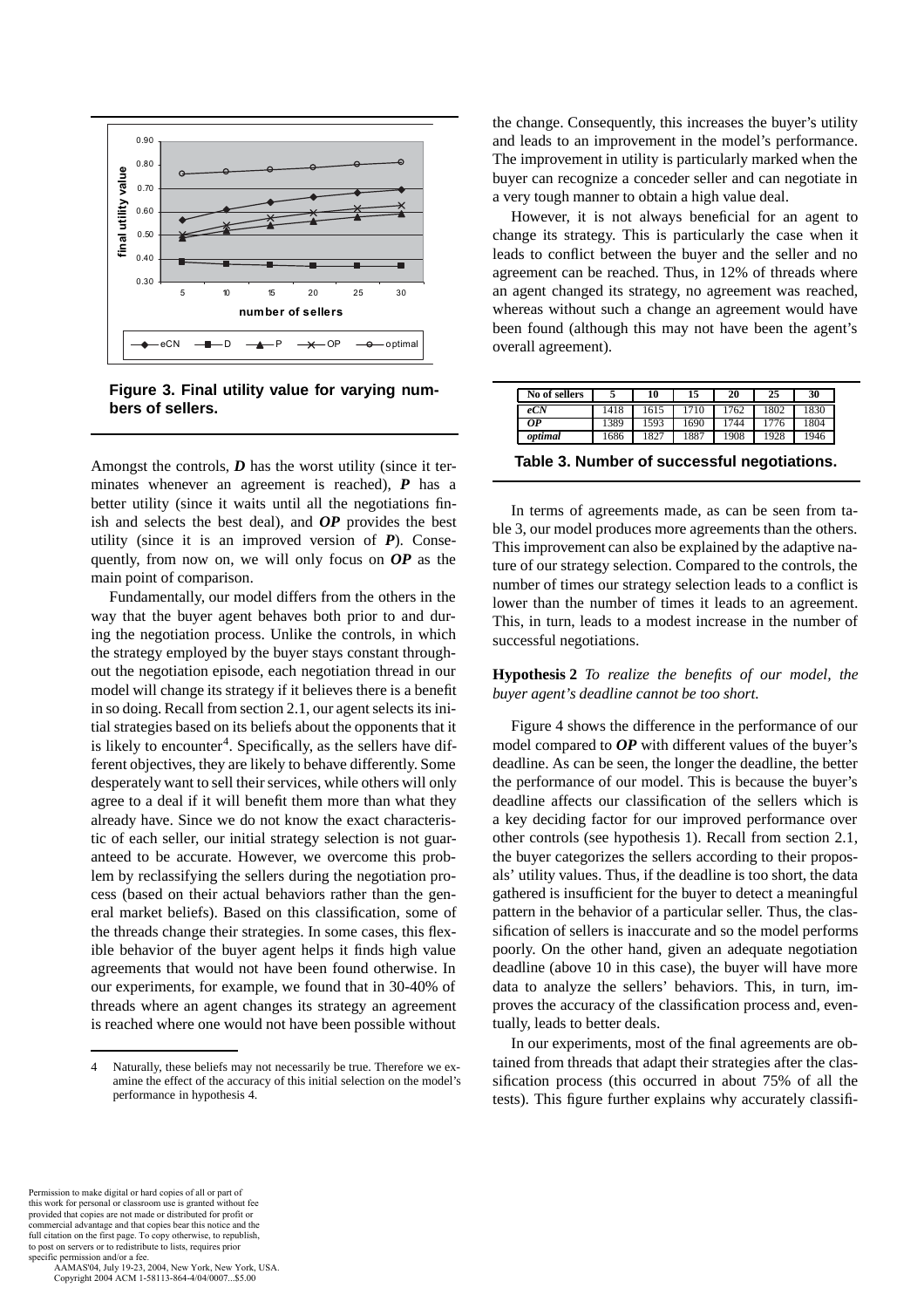**Figure 3. Final utility value for varying numbers of sellers.**

Amongst the controls, ***D*** has the worst utility (since it terminates whenever an agreement is reached), ***P*** has a better utility (since it waits until all the negotiations finish and selects the best deal), and ***OP*** provides the best utility (since it is an improved version of ***P***). Consequently, from now on, we will only focus on ***OP*** as the main point of comparison.

Fundamentally, our model differs from the others in the way that the buyer agent behaves both prior to and during the negotiation process. Unlike the controls, in which the strategy employed by the buyer stays constant throughout the negotiation episode, each negotiation thread in our model will change its strategy if it believes there is a benefit in so doing. Recall from section 2.1, our agent selects its initial strategies based on its beliefs about the opponents that it is likely to encounter[4]. Specifically, as the sellers have different objectives, they are likely to behave differently. Some desperately want to sell their services, while others will only agree to a deal if it will benefit them more than what they already have. Since we do not know the exact characteristic of each seller, our initial strategy selection is not guaranteed to be accurate. However, we overcome this problem by reclassifying the sellers during the negotiation process (based on their actual behaviors rather than the general market beliefs). Based on this classification, some of the threads change their strategies. In some cases, this flexible behavior of the buyer agent helps it finds high value agreements that would not have been found otherwise. In our experiments, for example, we found that in 30-40% of threads where an agent changes its strategy an agreement is reached where one would not have been possible without the change. Consequently, this increases the buyer's utility and leads to an improvement in the model's performance. The improvement in utility is particularly marked when the buyer can recognize a conceder seller and can negotiate in a very tough manner to obtain a high value deal.

However, it is not always beneficial for an agent to change its strategy. This is particularly the case when it leads to conflict between the buyer and the seller and no agreement can be reached. Thus, in 12% of threads where an agent changed its strategy, no agreement was reached, whereas without such a change an agreement would have been found (although this may not have been the agent's overall agreement).

| No of sellers | 5 | 10 | 15 | 20 | 25 | 30 |
|---|---|---|---|---|---|---|
| *eCN* | 1418 | 1615 | 1710 | 1762 | 1802 | 1830 |
| *OP* | 1389 | 1593 | 1690 | 1744 | 1776 | 1804 |
| *optimal* | 1686 | 1827 | 1887 | 1908 | 1928 | 1946 |

**Table 3. Number of successful negotiations.**

In terms of agreements made, as can be seen from table 3, our model produces more agreements than the others. This improvement can also be explained by the adaptive nature of our strategy selection. Compared to the controls, the number of times our strategy selection leads to a conflict is lower than the number of times it leads to an agreement. This, in turn, leads to a modest increase in the number of successful negotiations.

**Hypothesis 2** *To realize the benefits of our model, the buyer agent's deadline cannot be too short.*

Figure 4 shows the difference in the performance of our model compared to ***OP*** with different values of the buyer's deadline. As can be seen, the longer the deadline, the better the performance of our model. This is because the buyer's deadline affects our classification of the sellers which is a key deciding factor for our improved performance over other controls (see hypothesis 1). Recall from section 2.1, the buyer categorizes the sellers according to their proposals' utility values. Thus, if the deadline is too short, the data gathered is insufficient for the buyer to detect a meaningful pattern in the behavior of a particular seller. Thus, the classification of sellers is inaccurate and so the model performs poorly. On the other hand, given an adequate negotiation deadline (above 10 in this case), the buyer will have more data to analyze the sellers' behaviors. This, in turn, improves the accuracy of the classification process and, eventually, leads to better deals.

In our experiments, most of the final agreements are obtained from threads that adapt their strategies after the classification process (this occurred in about 75% of all the tests). This figure further explains why accurately classifi-

---

[4] Naturally, these beliefs may not necessarily be true. Therefore we examine the effect of the accuracy of this initial selection on the model's performance in hypothesis 4.

Permission to make digital or hard copies of all or part of this work for personal or classroom use is granted without fee provided that copies are not made or distributed for profit or commercial advantage and that copies bear this notice and the full citation on the first page. To copy otherwise, to republish, to post on servers or to redistribute to lists, requires prior specific permission and/or a fee.
AAMAS'04, July 19-23, 2004, New York, New York, USA.
Copyright 2004 ACM 1-58113-864-4/04/0007...$5.00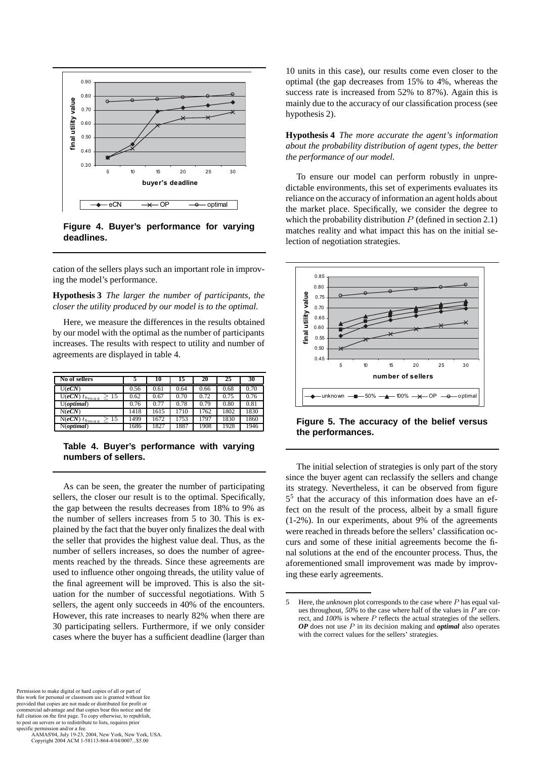Figure 4. Buyer's performance for varying deadlines.

cation of the sellers plays such an important role in improving the model's performance.

**Hypothesis 3** *The larger the number of participants, the closer the utility produced by our model is to the optimal.*

Here, we measure the differences in the results obtained by our model with the optimal as the number of participants increases. The results with respect to utility and number of agreements are displayed in table 4.

| No of sellers | 5 | 10 | 15 | 20 | 25 | 30 |
|---|---|---|---|---|---|---|
| U(*eCN*) | 0.56 | 0.61 | 0.64 | 0.66 | 0.68 | 0.70 |
| U(*eCN*) $t_{b_{max}} \geq 15$ | 0.62 | 0.67 | 0.70 | 0.72 | 0.75 | 0.76 |
| U(*optimal*) | 0.76 | 0.77 | 0.78 | 0.79 | 0.80 | 0.81 |
| N(*eCN*) | 1418 | 1615 | 1710 | 1762 | 1802 | 1830 |
| N(*eCN*) $t_{b_{max}} \geq 15$ | 1499 | 1672 | 1753 | 1797 | 1830 | 1860 |
| N(*optimal*) | 1686 | 1827 | 1887 | 1908 | 1928 | 1946 |

**Table 4. Buyer's performance with varying numbers of sellers.**

As can be seen, the greater the number of participating sellers, the closer our result is to the optimal. Specifically, the gap between the results decreases from 18% to 9% as the number of sellers increases from 5 to 30. This is explained by the fact that the buyer only finalizes the deal with the seller that provides the highest value deal. Thus, as the number of sellers increases, so does the number of agreements reached by the threads. Since these agreements are used to influence other ongoing threads, the utility value of the final agreement will be improved. This is also the situation for the number of successful negotiations. With 5 sellers, the agent only succeeds in 40% of the encounters. However, this rate increases to nearly 82% when there are 30 participating sellers. Furthermore, if we only consider cases where the buyer has a sufficient deadline (larger than 10 units in this case), our results come even closer to the optimal (the gap decreases from 15% to 4%, whereas the success rate is increased from 52% to 87%). Again this is mainly due to the accuracy of our classification process (see hypothesis 2).

**Hypothesis 4** *The more accurate the agent's information about the probability distribution of agent types, the better the performance of our model.*

To ensure our model can perform robustly in unpredictable environments, this set of experiments evaluates its reliance on the accuracy of information an agent holds about the market place. Specifically, we consider the degree to which the probability distribution $P$ (defined in section 2.1) matches reality and what impact this has on the initial selection of negotiation strategies.

Figure 5. The accuracy of the belief versus the performances.

The initial selection of strategies is only part of the story since the buyer agent can reclassify the sellers and change its strategy. Nevertheless, it can be observed from figure 5[5] that the accuracy of this information does have an effect on the result of the process, albeit by a small figure (1-2%). In our experiments, about 9% of the agreements were reached in threads before the sellers' classification occurs and some of these initial agreements become the final solutions at the end of the encounter process. Thus, the aforementioned small improvement was made by improving these early agreements.

5 Here, the *unknown* plot corresponds to the case where $P$ has equal values throughout, *50%* to the case where half of the values in $P$ are correct, and *100%* is where $P$ reflects the actual strategies of the sellers. ***OP*** does not use $P$ in its decision making and ***optimal*** also operates with the correct values for the sellers' strategies.

Permission to make digital or hard copies of all or part of this work for personal or classroom use is granted without fee provided that copies are not made or distributed for profit or commercial advantage and that copies bear this notice and the full citation on the first page. To copy otherwise, to republish, to post on servers or to redistribute to lists, requires prior specific permission and/or a fee.
AAMAS'04, July 19-23, 2004, New York, New York, USA.
Copyright 2004 ACM 1-58113-864-4/04/0007...$5.00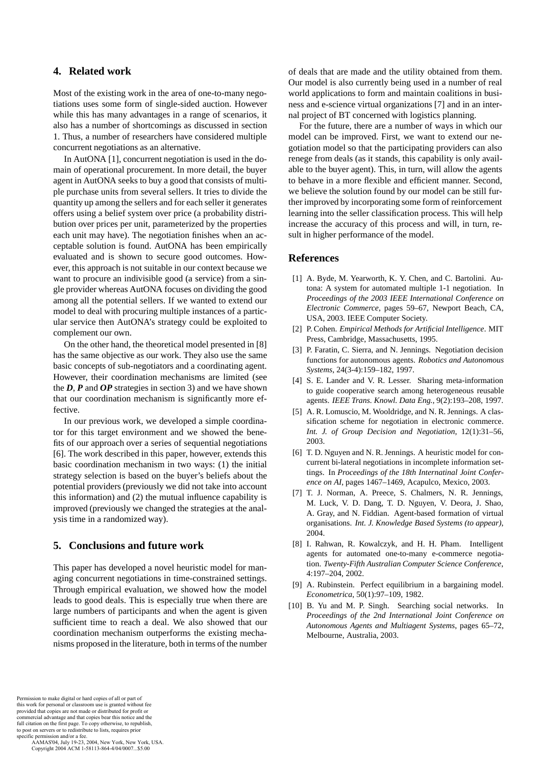## 4. Related work

Most of the existing work in the area of one-to-many negotiations uses some form of single-sided auction. However while this has many advantages in a range of scenarios, it also has a number of shortcomings as discussed in section 1. Thus, a number of researchers have considered multiple concurrent negotiations as an alternative.

In AutONA [1], concurrent negotiation is used in the domain of operational procurement. In more detail, the buyer agent in AutONA seeks to buy a good that consists of multiple purchase units from several sellers. It tries to divide the quantity up among the sellers and for each seller it generates offers using a belief system over price (a probability distribution over prices per unit, parameterized by the properties each unit may have). The negotiation finishes when an acceptable solution is found. AutONA has been empirically evaluated and is shown to secure good outcomes. However, this approach is not suitable in our context because we want to procure an indivisible good (a service) from a single provider whereas AutONA focuses on dividing the good among all the potential sellers. If we wanted to extend our model to deal with procuring multiple instances of a particular service then AutONA's strategy could be exploited to complement our own.

On the other hand, the theoretical model presented in [8] has the same objective as our work. They also use the same basic concepts of sub-negotiators and a coordinating agent. However, their coordination mechanisms are limited (see the ***D***, ***P*** and ***OP*** strategies in section 3) and we have shown that our coordination mechanism is significantly more effective.

In our previous work, we developed a simple coordinator for this target environment and we showed the benefits of our approach over a series of sequential negotiations [6]. The work described in this paper, however, extends this basic coordination mechanism in two ways: (1) the initial strategy selection is based on the buyer's beliefs about the potential providers (previously we did not take into account this information) and (2) the mutual influence capability is improved (previously we changed the strategies at the analysis time in a randomized way).

## 5. Conclusions and future work

This paper has developed a novel heuristic model for managing concurrent negotiations in time-constrained settings. Through empirical evaluation, we showed how the model leads to good deals. This is especially true when there are large numbers of participants and when the agent is given sufficient time to reach a deal. We also showed that our coordination mechanism outperforms the existing mechanisms proposed in the literature, both in terms of the number of deals that are made and the utility obtained from them. Our model is also currently being used in a number of real world applications to form and maintain coalitions in business and e-science virtual organizations [7] and in an internal project of BT concerned with logistics planning.

For the future, there are a number of ways in which our model can be improved. First, we want to extend our negotiation model so that the participating providers can also renege from deals (as it stands, this capability is only available to the buyer agent). This, in turn, will allow the agents to behave in a more flexible and efficient manner. Second, we believe the solution found by our model can be still further improved by incorporating some form of reinforcement learning into the seller classification process. This will help increase the accuracy of this process and will, in turn, result in higher performance of the model.

## References

[1] A. Byde, M. Yearworth, K. Y. Chen, and C. Bartolini. Autona: A system for automated multiple 1-1 negotiation. In *Proceedings of the 2003 IEEE International Conference on Electronic Commerce*, pages 59–67, Newport Beach, CA, USA, 2003. IEEE Computer Society.

[2] P. Cohen. *Empirical Methods for Artificial Intelligence*. MIT Press, Cambridge, Massachusetts, 1995.

[3] P. Faratin, C. Sierra, and N. Jennings. Negotiation decision functions for autonomous agents. *Robotics and Autonomous Systems*, 24(3-4):159–182, 1997.

[4] S. E. Lander and V. R. Lesser. Sharing meta-information to guide cooperative search among heterogeneous reusable agents. *IEEE Trans. Knowl. Data Eng.*, 9(2):193–208, 1997.

[5] A. R. Lomuscio, M. Wooldridge, and N. R. Jennings. A classification scheme for negotiation in electronic commerce. *Int. J. of Group Decision and Negotiation*, 12(1):31–56, 2003.

[6] T. D. Nguyen and N. R. Jennings. A heuristic model for concurrent bi-lateral negotiations in incomplete information settings. In *Proceedings of the 18th Internatinal Joint Conference on AI*, pages 1467–1469, Acapulco, Mexico, 2003.

[7] T. J. Norman, A. Preece, S. Chalmers, N. R. Jennings, M. Luck, V. D. Dang, T. D. Nguyen, V. Deora, J. Shao, A. Gray, and N. Fiddian. Agent-based formation of virtual organisations. *Int. J. Knowledge Based Systems (to appear)*, 2004.

[8] I. Rahwan, R. Kowalczyk, and H. H. Pham. Intelligent agents for automated one-to-many e-commerce negotiation. *Twenty-Fifth Australian Computer Science Conference*, 4:197–204, 2002.

[9] A. Rubinstein. Perfect equilibrium in a bargaining model. *Econometrica*, 50(1):97–109, 1982.

[10] B. Yu and M. P. Singh. Searching social networks. In *Proceedings of the 2nd International Joint Conference on Autonomous Agents and Multiagent Systems*, pages 65–72, Melbourne, Australia, 2003.

Permission to make digital or hard copies of all or part of this work for personal or classroom use is granted without fee provided that copies are not made or distributed for profit or commercial advantage and that copies bear this notice and the full citation on the first page. To copy otherwise, to republish, to post on servers or to redistribute to lists, requires prior specific permission and/or a fee.
AAMAS'04, July 19-23, 2004, New York, New York, USA.
Copyright 2004 ACM 1-58113-864-4/04/0007...$5.00